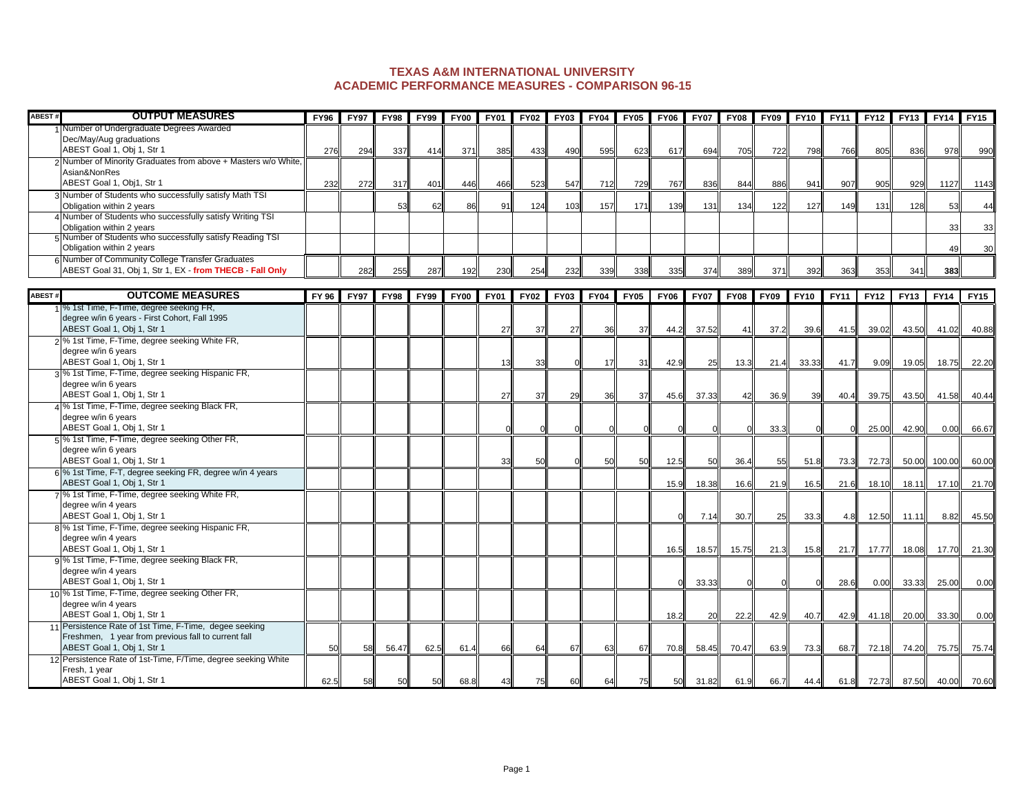# TEXAS A&M INTERNATIONAL UNIVERSITY
## ACADEMIC PERFORMANCE MEASURES - COMPARISON 96-15

| ABEST # | OUTPUT MEASURES | FY96 | FY97 | FY98 | FY99 | FY00 | FY01 | FY02 | FY03 | FY04 | FY05 | FY06 | FY07 | FY08 | FY09 | FY10 | FY11 | FY12 | FY13 | FY14 | FY15 |
|---|---|---|---|---|---|---|---|---|---|---|---|---|---|---|---|---|---|---|---|---|---|
| 1 | Number of Undergraduate Degrees Awarded Dec/May/Aug graduations ABEST Goal 1, Obj 1, Str 1 | 276 | 294 | 337 | 414 | 371 | 385 | 433 | 490 | 595 | 623 | 617 | 694 | 705 | 722 | 798 | 766 | 805 | 836 | 978 | 990 |
| 2 | Number of Minority Graduates from above + Masters w/o White, Asian&NonRes ABEST Goal 1, Obj1, Str 1 | 232 | 272 | 317 | 401 | 446 | 466 | 523 | 547 | 712 | 729 | 767 | 836 | 844 | 886 | 941 | 907 | 905 | 929 | 1127 | 1143 |
| 3 | Number of Students who successfully satisfy Math TSI Obligation within 2 years | | | 53 | 62 | 86 | 91 | 124 | 103 | 157 | 171 | 139 | 131 | 134 | 122 | 127 | 149 | 131 | 128 | 53 | 44 |
| 4 | Number of Students who successfully satisfy Writing TSI Obligation within 2 years | | | | | | | | | | | | | | | | | | | 33 | 33 |
| 5 | Number of Students who successfully satisfy Reading TSI Obligation within 2 years | | | | | | | | | | | | | | | | | | | 49 | 30 |
| 6 | Number of Community College Transfer Graduates ABEST Goal 31, Obj 1, Str 1, EX - **from THECB - Fall Only** | | 282 | 255 | 287 | 192 | 230 | 254 | 232 | 339 | 338 | 335 | 374 | 389 | 371 | 392 | 363 | 353 | 341 | **383** | |

| ABEST # | OUTCOME MEASURES | FY 96 | FY97 | FY98 | FY99 | FY00 | FY01 | FY02 | FY03 | FY04 | FY05 | FY06 | FY07 | FY08 | FY09 | FY10 | FY11 | FY12 | FY13 | FY14 | FY15 |
|---|---|---|---|---|---|---|---|---|---|---|---|---|---|---|---|---|---|---|---|---|---|
| 1 | % 1st Time, F-Time, degree seeking FR, degree w/in 6 years - First Cohort, Fall 1995 ABEST Goal 1, Obj 1, Str 1 | | | | | | 27 | 37 | 27 | 36 | 37 | 44.2 | 37.52 | 41 | 37.2 | 39.6 | 41.5 | 39.02 | 43.50 | 41.02 | 40.88 |
| 2 | % 1st Time, F-Time, degree seeking White FR, degree w/in 6 years ABEST Goal 1, Obj 1, Str 1 | | | | | | 13 | 33 | 0 | 17 | 31 | 42.9 | 25 | 13.3 | 21.4 | 33.33 | 41.7 | 9.09 | 19.05 | 18.75 | 22.20 |
| 3 | % 1st Time, F-Time, degree seeking Hispanic FR, degree w/in 6 years ABEST Goal 1, Obj 1, Str 1 | | | | | | 27 | 37 | 29 | 36 | 37 | 45.6 | 37.33 | 42 | 36.9 | 39 | 40.4 | 39.75 | 43.50 | 41.58 | 40.44 |
| 4 | % 1st Time, F-Time, degree seeking Black FR, degree w/in 6 years ABEST Goal 1, Obj 1, Str 1 | | | | | | 0 | 0 | 0 | 0 | 0 | 0 | 0 | 0 | 33.3 | 0 | 0 | 25.00 | 42.90 | 0.00 | 66.67 |
| 5 | % 1st Time, F-Time, degree seeking Other FR, degree w/in 6 years ABEST Goal 1, Obj 1, Str 1 | | | | | | 33 | 50 | 0 | 50 | 50 | 12.5 | 50 | 36.4 | 55 | 51.8 | 73.3 | 72.73 | 50.00 | 100.00 | 60.00 |
| 6 | % 1st Time, F-T, degree seeking FR, degree w/in 4 years ABEST Goal 1, Obj 1, Str 1 | | | | | | | | | | | 15.9 | 18.38 | 16.6 | 21.9 | 16.5 | 21.6 | 18.10 | 18.11 | 17.10 | 21.70 |
| 7 | % 1st Time, F-Time, degree seeking White FR, degree w/in 4 years ABEST Goal 1, Obj 1, Str 1 | | | | | | | | | | | 0 | 7.14 | 30.7 | 25 | 33.3 | 4.8 | 12.50 | 11.11 | 8.82 | 45.50 |
| 8 | % 1st Time, F-Time, degree seeking Hispanic FR, degree w/in 4 years ABEST Goal 1, Obj 1, Str 1 | | | | | | | | | | | 16.5 | 18.57 | 15.75 | 21.3 | 15.8 | 21.7 | 17.77 | 18.08 | 17.70 | 21.30 |
| 9 | % 1st Time, F-Time, degree seeking Black FR, degree w/in 4 years ABEST Goal 1, Obj 1, Str 1 | | | | | | | | | | | 0 | 33.33 | 0 | 0 | 0 | 28.6 | 0.00 | 33.33 | 25.00 | 0.00 |
| 10 | % 1st Time, F-Time, degree seeking Other FR, degree w/in 4 years ABEST Goal 1, Obj 1, Str 1 | | | | | | | | | | | 18.2 | 20 | 22.2 | 42.9 | 40.7 | 42.9 | 41.18 | 20.00 | 33.30 | 0.00 |
| 11 | Persistence Rate of 1st Time, F-Time, degee seeking Freshmen, 1 year from previous fall to current fall ABEST Goal 1, Obj 1, Str 1 | 50 | 58 | 56.47 | 62.5 | 61.4 | 66 | 64 | 67 | 63 | 67 | 70.8 | 58.45 | 70.47 | 63.9 | 73.3 | 68.7 | 72.18 | 74.20 | 75.75 | 75.74 |
| 12 | Persistence Rate of 1st-Time, F/Time, degree seeking White Fresh, 1 year ABEST Goal 1, Obj 1, Str 1 | 62.5 | 58 | 50 | 50 | 68.8 | 43 | 75 | 60 | 64 | 75 | 50 | 31.82 | 61.9 | 66.7 | 44.4 | 61.8 | 72.73 | 87.50 | 40.00 | 70.60 |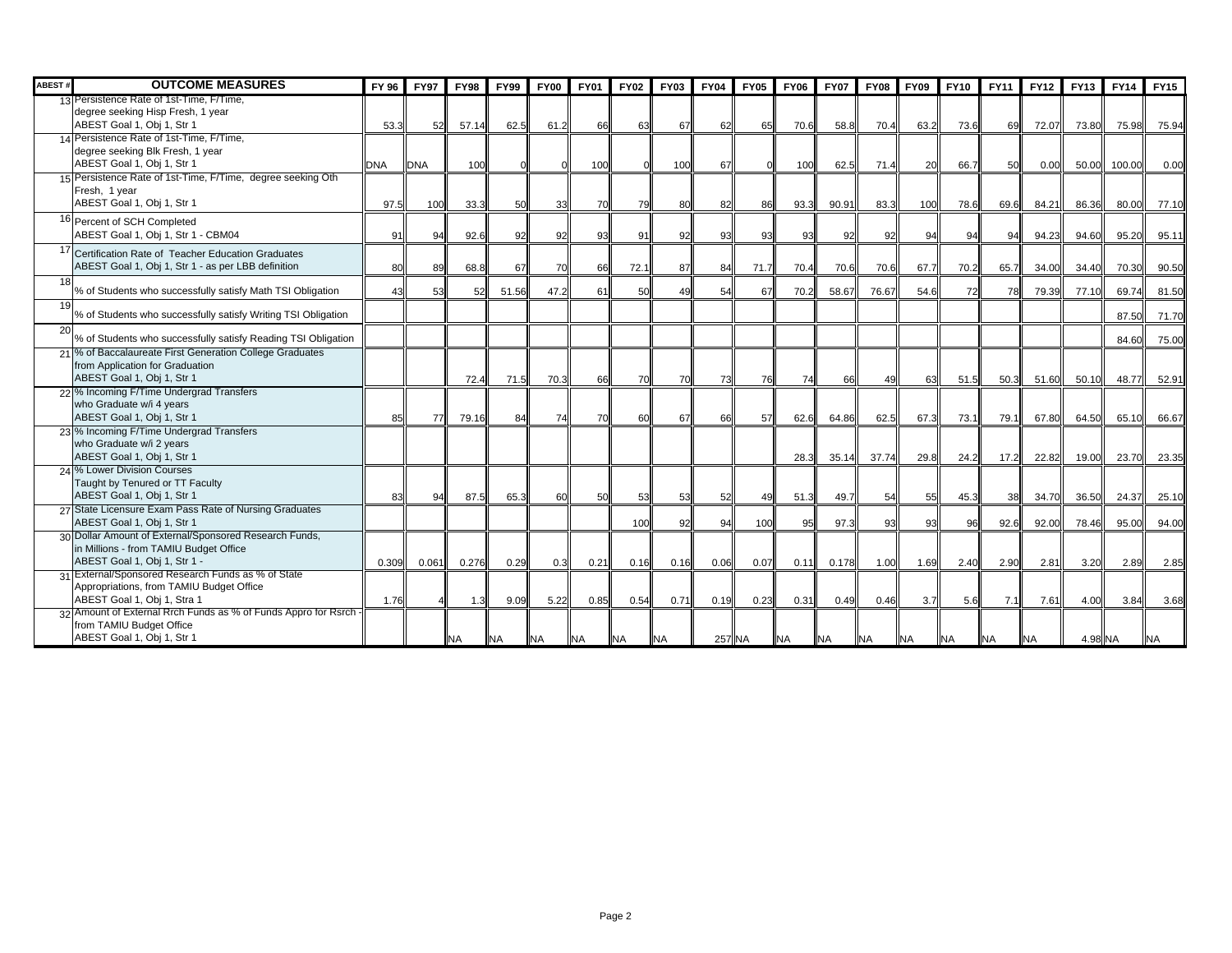| ABEST # | OUTCOME MEASURES | FY 96 | FY97 | FY98 | FY99 | FY00 | FY01 | FY02 | FY03 | FY04 | FY05 | FY06 | FY07 | FY08 | FY09 | FY10 | FY11 | FY12 | FY13 | FY14 | FY15 |
|---|---|---|---|---|---|---|---|---|---|---|---|---|---|---|---|---|---|---|---|---|---|
| 13 | Persistence Rate of 1st-Time, F/Time, degree seeking Hisp Fresh, 1 year ABEST Goal 1, Obj 1, Str 1 | 53.3 | 52 | 57.14 | 62.5 | 61.2 | 66 | 63 | 67 | 62 | 65 | 70.6 | 58.8 | 70.4 | 63.2 | 73.6 | 69 | 72.07 | 73.80 | 75.98 | 75.94 |
| 14 | Persistence Rate of 1st-Time, F/Time, degree seeking Blk Fresh, 1 year ABEST Goal 1, Obj 1, Str 1 | DNA | DNA | 100 | 0 | 0 | 100 | 0 | 100 | 67 | 0 | 100 | 62.5 | 71.4 | 20 | 66.7 | 50 | 0.00 | 50.00 | 100.00 | 0.00 |
| 15 | Persistence Rate of 1st-Time, F/Time, degree seeking Oth Fresh, 1 year ABEST Goal 1, Obj 1, Str 1 | 97.5 | 100 | 33.3 | 50 | 33 | 70 | 79 | 80 | 82 | 86 | 93.3 | 90.91 | 83.3 | 100 | 78.6 | 69.6 | 84.21 | 86.36 | 80.00 | 77.10 |
| 16 | Percent of SCH Completed ABEST Goal 1, Obj 1, Str 1 - CBM04 | 91 | 94 | 92.6 | 92 | 92 | 93 | 91 | 92 | 93 | 93 | 93 | 92 | 92 | 94 | 94 | 94 | 94.23 | 94.60 | 95.20 | 95.11 |
| 17 | Certification Rate of Teacher Education Graduates ABEST Goal 1, Obj 1, Str 1 - as per LBB definition | 80 | 89 | 68.8 | 67 | 70 | 66 | 72.1 | 87 | 84 | 71.7 | 70.4 | 70.6 | 70.6 | 67.7 | 70.2 | 65.7 | 34.00 | 34.40 | 70.30 | 90.50 |
| 18 | % of Students who successfully satisfy Math TSI Obligation | 43 | 53 | 52 | 51.56 | 47.2 | 61 | 50 | 49 | 54 | 67 | 70.2 | 58.67 | 76.67 | 54.6 | 72 | 78 | 79.39 | 77.10 | 69.74 | 81.50 |
| 19 | % of Students who successfully satisfy Writing TSI Obligation | | | | | | | | | | | | | | | | | | | 87.50 | 71.70 |
| 20 | % of Students who successfully satisfy Reading TSI Obligation | | | | | | | | | | | | | | | | | | | 84.60 | 75.00 |
| 21 | % of Baccalaureate First Generation College Graduates from Application for Graduation ABEST Goal 1, Obj 1, Str 1 | | | 72.4 | 71.5 | 70.3 | 66 | 70 | 70 | 73 | 76 | 74 | 66 | 49 | 63 | 51.5 | 50.3 | 51.60 | 50.10 | 48.77 | 52.91 |
| 22 | % Incoming F/Time Undergrad Transfers who Graduate w/i 4 years ABEST Goal 1, Obj 1, Str 1 | 85 | 77 | 79.16 | 84 | 74 | 70 | 60 | 67 | 66 | 57 | 62.6 | 64.86 | 62.5 | 67.3 | 73.1 | 79.1 | 67.80 | 64.50 | 65.10 | 66.67 |
| 23 | % Incoming F/Time Undergrad Transfers who Graduate w/i 2 years ABEST Goal 1, Obj 1, Str 1 | | | | | | | | | | | 28.3 | 35.14 | 37.74 | 29.8 | 24.2 | 17.2 | 22.82 | 19.00 | 23.70 | 23.35 |
| 24 | % Lower Division Courses Taught by Tenured or TT Faculty ABEST Goal 1, Obj 1, Str 1 | 83 | 94 | 87.5 | 65.3 | 60 | 50 | 53 | 53 | 52 | 49 | 51.3 | 49.7 | 54 | 55 | 45.3 | 38 | 34.70 | 36.50 | 24.37 | 25.10 |
| 27 | State Licensure Exam Pass Rate of Nursing Graduates ABEST Goal 1, Obj 1, Str 1 | | | | | | | 100 | 92 | 94 | 100 | 95 | 97.3 | 93 | 93 | 96 | 92.6 | 92.00 | 78.46 | 95.00 | 94.00 |
| 30 | Dollar Amount of External/Sponsored Research Funds, in Millions - from TAMIU Budget Office ABEST Goal 1, Obj 1, Str 1 - | 0.309 | 0.061 | 0.276 | 0.29 | 0.3 | 0.21 | 0.16 | 0.16 | 0.06 | 0.07 | 0.11 | 0.178 | 1.00 | 1.69 | 2.40 | 2.90 | 2.81 | 3.20 | 2.89 | 2.85 |
| 31 | External/Sponsored Research Funds as % of State Appropriations, from TAMIU Budget Office ABEST Goal 1, Obj 1, Stra 1 | 1.76 | 4 | 1.3 | 9.09 | 5.22 | 0.85 | 0.54 | 0.71 | 0.19 | 0.23 | 0.31 | 0.49 | 0.46 | 3.7 | 5.6 | 7.1 | 7.61 | 4.00 | 3.84 | 3.68 |
| 32 | Amount of External Rrch Funds as % of Funds Appro for Rsrch - from TAMIU Budget Office ABEST Goal 1, Obj 1, Str 1 | | | NA | NA | NA | NA | NA | NA | 257 | NA | NA | NA | NA | NA | NA | NA | NA | 4.98 | NA | NA |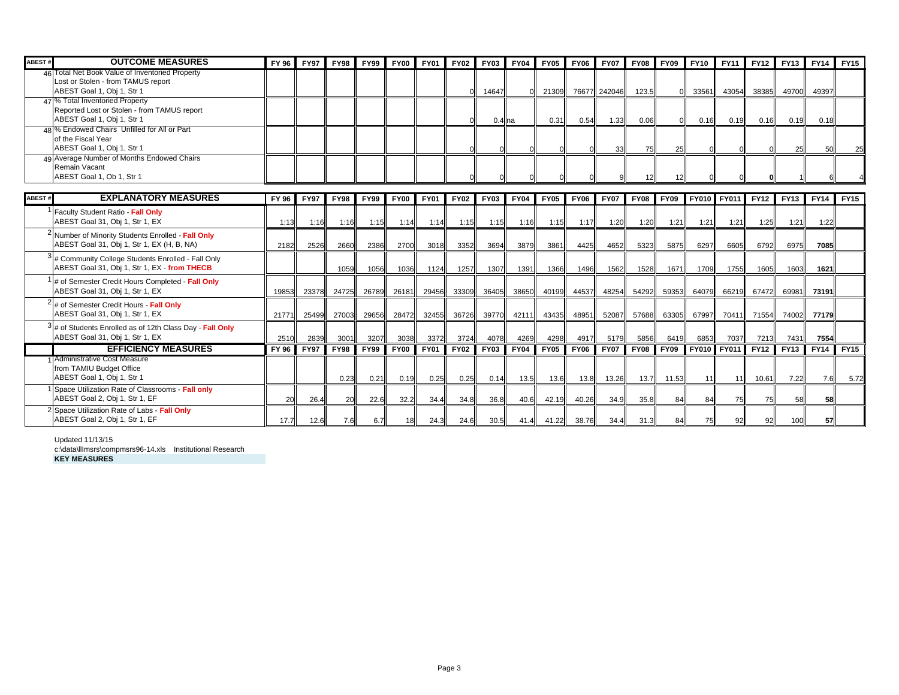| ABEST # | OUTCOME MEASURES | FY 96 | FY97 | FY98 | FY99 | FY00 | FY01 | FY02 | FY03 | FY04 | FY05 | FY06 | FY07 | FY08 | FY09 | FY10 | FY11 | FY12 | FY13 | FY14 | FY15 |
|---|---|---|---|---|---|---|---|---|---|---|---|---|---|---|---|---|---|---|---|---|---|
| 46 | Total Net Book Value of Inventoried Property Lost or Stolen - from TAMUS report ABEST Goal 1, Obj 1, Str 1 | | | | | | | 0 | 14647 | 0 | 21309 | 76677 | 242046 | 123.5 | 0 | 33561 | 43054 | 38385 | 49700 | 49397 | |
| 47 | % Total Inventoried Property Reported Lost or Stolen - from TAMUS report ABEST Goal 1, Obj 1, Str 1 | | | | | | | 0 | 0.4 | na | 0.31 | 0.54 | 1.33 | 0.06 | 0 | 0.16 | 0.19 | 0.16 | 0.19 | 0.18 | |
| 48 | % Endowed Chairs Unfilled for All or Part of the Fiscal Year ABEST Goal 1, Obj 1, Str 1 | | | | | | | 0 | 0 | 0 | 0 | 0 | 33 | 75 | 25 | 0 | 0 | 0 | 25 | 50 | 25 |
| 49 | Average Number of Months Endowed Chairs Remain Vacant ABEST Goal 1, Ob 1, Str 1 | | | | | | | 0 | 0 | 0 | 0 | 0 | 9 | 12 | 12 | 0 | 0 | **0** | 1 | 6 | 4 |

| ABEST # | EXPLANATORY MEASURES | FY 96 | FY97 | FY98 | FY99 | FY00 | FY01 | FY02 | FY03 | FY04 | FY05 | FY06 | FY07 | FY08 | FY09 | FY010 | FY011 | FY12 | FY13 | FY14 | FY15 |
|---|---|---|---|---|---|---|---|---|---|---|---|---|---|---|---|---|---|---|---|---|---|
| 1 | Faculty Student Ratio - **Fall Only** ABEST Goal 31, Obj 1, Str 1, EX | 1:13 | 1:16 | 1:16 | 1:15 | 1:14 | 1:14 | 1:15 | 1:15 | 1:16 | 1:15 | 1:17 | 1:20 | 1:20 | 1:21 | 1:21 | 1:21 | 1:25 | 1:21 | 1:22 | |
| 2 | Number of Minority Students Enrolled - **Fall Only** ABEST Goal 31, Obj 1, Str 1, EX (H, B, NA) | 2182 | 2526 | 2660 | 2386 | 2700 | 3018 | 3352 | 3694 | 3879 | 3861 | 4425 | 4652 | 5323 | 5875 | 6297 | 6605 | 6792 | 6975 | **7085** | |
| 3 | # Community College Students Enrolled - Fall Only ABEST Goal 31, Obj 1, Str 1, EX - **from THECB** | | | 1059 | 1056 | 1036 | 1124 | 1257 | 1307 | 1391 | 1366 | 1496 | 1562 | 1528 | 1671 | 1709 | 1755 | 1605 | 1603 | **1621** | |
| 1 | # of Semester Credit Hours Completed - **Fall Only** ABEST Goal 31, Obj 1, Str 1, EX | 19853 | 23378 | 24725 | 26789 | 26181 | 29456 | 33309 | 36405 | 38650 | 40199 | 44537 | 48254 | 54292 | 59353 | 64079 | 66219 | 67472 | 69981 | **73191** | |
| 2 | # of Semester Credit Hours - **Fall Only** ABEST Goal 31, Obj 1, Str 1, EX | 21771 | 25499 | 27003 | 29656 | 28472 | 32455 | 36726 | 39770 | 42111 | 43435 | 48951 | 52087 | 57688 | 63305 | 67997 | 70411 | 71554 | 74002 | **77179** | |
| 3 | # of Students Enrolled as of 12th Class Day - **Fall Only** ABEST Goal 31, Obj 1, Str 1, EX | 2510 | 2839 | 3001 | 3207 | 3038 | 3372 | 3724 | 4078 | 4269 | 4298 | 4917 | 5179 | 5856 | 6419 | 6853 | 7037 | 7213 | 7431 | **7554** | |

| | EFFICIENCY MEASURES | FY 96 | FY97 | FY98 | FY99 | FY00 | FY01 | FY02 | FY03 | FY04 | FY05 | FY06 | FY07 | FY08 | FY09 | FY010 | FY011 | FY12 | FY13 | FY14 | FY15 |
|---|---|---|---|---|---|---|---|---|---|---|---|---|---|---|---|---|---|---|---|---|---|
| 1 | Administrative Cost Measure from TAMIU Budget Office ABEST Goal 1, Obj 1, Str 1 | | | 0.23 | 0.21 | 0.19 | 0.25 | 0.25 | 0.14 | 13.5 | 13.6 | 13.8 | 13.26 | 13.7 | 11.53 | 11 | 11 | 10.61 | 7.22 | 7.6 | 5.72 |
| 1 | Space Utilization Rate of Classrooms - **Fall only** ABEST Goal 2, Obj 1, Str 1, EF | 20 | 26.4 | 20 | 22.6 | 32.2 | 34.4 | 34.8 | 36.8 | 40.6 | 42.19 | 40.26 | 34.9 | 35.8 | 84 | 84 | 75 | 75 | 58 | **58** | |
| 2 | Space Utilization Rate of Labs - **Fall Only** ABEST Goal 2, Obj 1, Str 1, EF | 17.7 | 12.6 | 7.6 | 6.7 | 18 | 24.3 | 24.6 | 30.5 | 41.4 | 41.22 | 38.76 | 34.4 | 31.3 | 84 | 75 | 92 | 92 | 100 | **57** | |

Updated 11/13/15

c:\data\lllmsrs\compmsrs96-14.xls Institutional Research

**KEY MEASURES**